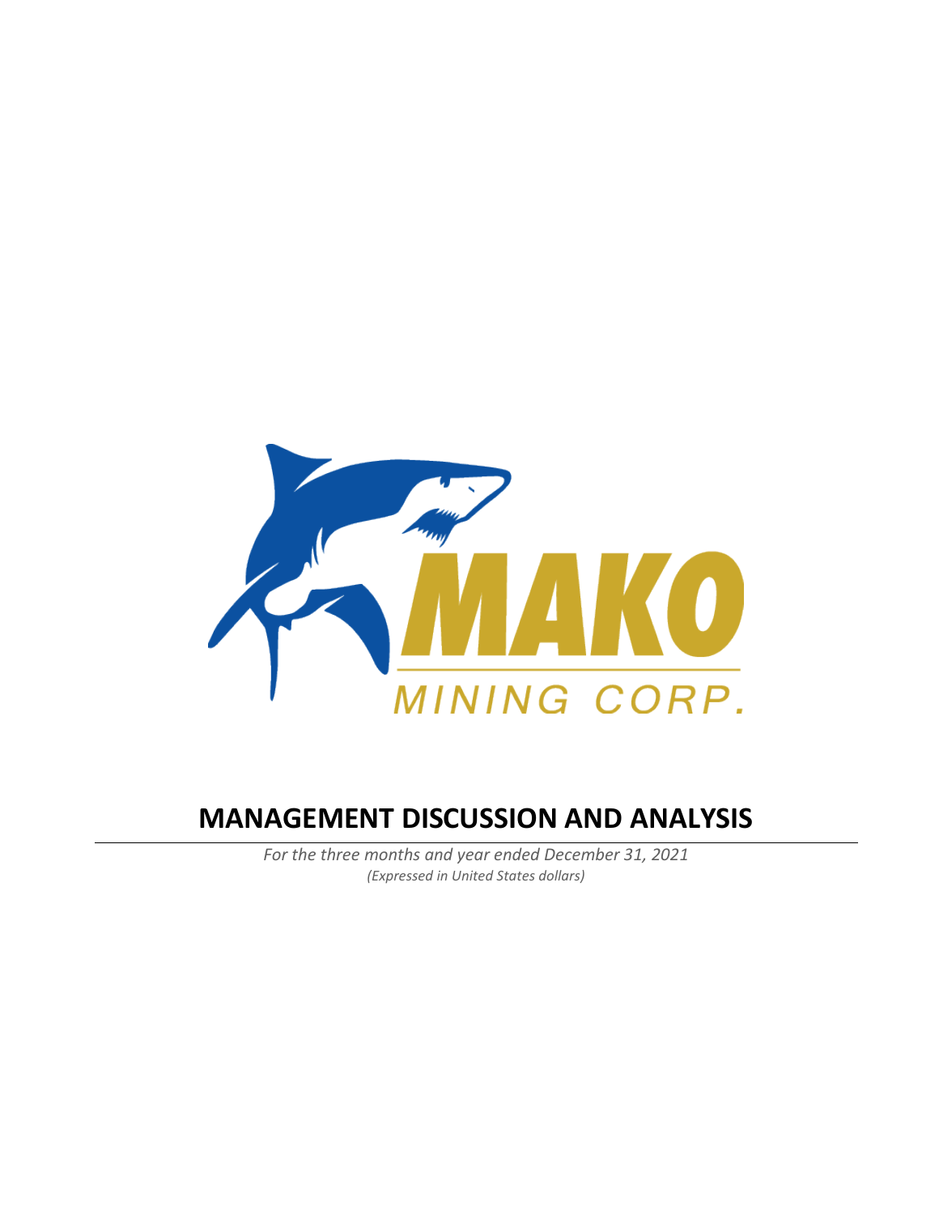MAKO

MINING CORP.

# MANAGEMENT DISCUSSION AND ANALYSIS

*For the three months and year ended December 31, 2021*

*(Expressed in United States dollars)*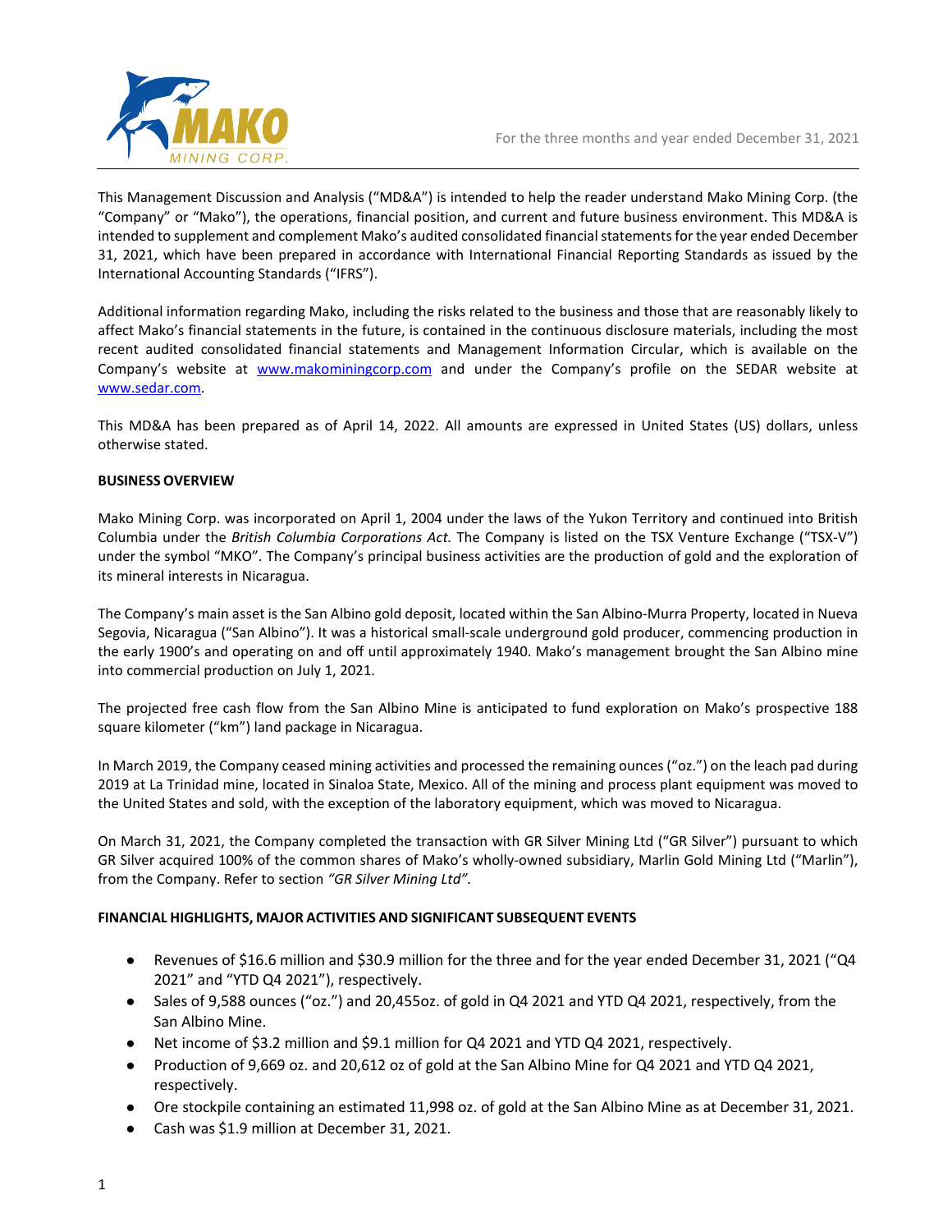This Management Discussion and Analysis ("MD&A") is intended to help the reader understand Mako Mining Corp. (the "Company" or "Mako"), the operations, financial position, and current and future business environment. This MD&A is intended to supplement and complement Mako's audited consolidated financial statements for the year ended December 31, 2021, which have been prepared in accordance with International Financial Reporting Standards as issued by the International Accounting Standards ("IFRS").

Additional information regarding Mako, including the risks related to the business and those that are reasonably likely to affect Mako's financial statements in the future, is contained in the continuous disclosure materials, including the most recent audited consolidated financial statements and Management Information Circular, which is available on the Company's website at www.makominingcorp.com and under the Company's profile on the SEDAR website at www.sedar.com.

This MD&A has been prepared as of April 14, 2022. All amounts are expressed in United States (US) dollars, unless otherwise stated.

**BUSINESS OVERVIEW**

Mako Mining Corp. was incorporated on April 1, 2004 under the laws of the Yukon Territory and continued into British Columbia under the *British Columbia Corporations Act.* The Company is listed on the TSX Venture Exchange ("TSX-V") under the symbol "MKO". The Company's principal business activities are the production of gold and the exploration of its mineral interests in Nicaragua.

The Company's main asset is the San Albino gold deposit, located within the San Albino-Murra Property, located in Nueva Segovia, Nicaragua ("San Albino"). It was a historical small-scale underground gold producer, commencing production in the early 1900's and operating on and off until approximately 1940. Mako's management brought the San Albino mine into commercial production on July 1, 2021.

The projected free cash flow from the San Albino Mine is anticipated to fund exploration on Mako's prospective 188 square kilometer ("km") land package in Nicaragua.

In March 2019, the Company ceased mining activities and processed the remaining ounces ("oz.") on the leach pad during 2019 at La Trinidad mine, located in Sinaloa State, Mexico. All of the mining and process plant equipment was moved to the United States and sold, with the exception of the laboratory equipment, which was moved to Nicaragua.

On March 31, 2021, the Company completed the transaction with GR Silver Mining Ltd ("GR Silver") pursuant to which GR Silver acquired 100% of the common shares of Mako's wholly-owned subsidiary, Marlin Gold Mining Ltd ("Marlin"), from the Company. Refer to section *"GR Silver Mining Ltd".*

**FINANCIAL HIGHLIGHTS, MAJOR ACTIVITIES AND SIGNIFICANT SUBSEQUENT EVENTS**

- Revenues of $16.6 million and $30.9 million for the three and for the year ended December 31, 2021 ("Q4 2021" and "YTD Q4 2021"), respectively.
- Sales of 9,588 ounces ("oz.") and 20,455oz. of gold in Q4 2021 and YTD Q4 2021, respectively, from the San Albino Mine.
- Net income of $3.2 million and $9.1 million for Q4 2021 and YTD Q4 2021, respectively.
- Production of 9,669 oz. and 20,612 oz of gold at the San Albino Mine for Q4 2021 and YTD Q4 2021, respectively.
- Ore stockpile containing an estimated 11,998 oz. of gold at the San Albino Mine as at December 31, 2021.
- Cash was $1.9 million at December 31, 2021.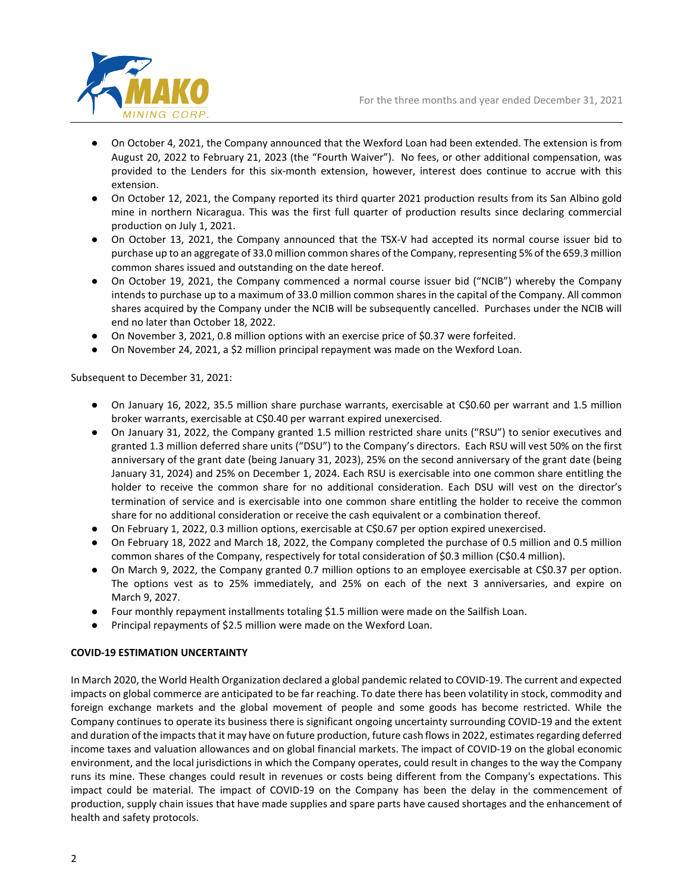- On October 4, 2021, the Company announced that the Wexford Loan had been extended. The extension is from August 20, 2022 to February 21, 2023 (the "Fourth Waiver"). No fees, or other additional compensation, was provided to the Lenders for this six-month extension, however, interest does continue to accrue with this extension.
- On October 12, 2021, the Company reported its third quarter 2021 production results from its San Albino gold mine in northern Nicaragua. This was the first full quarter of production results since declaring commercial production on July 1, 2021.
- On October 13, 2021, the Company announced that the TSX-V had accepted its normal course issuer bid to purchase up to an aggregate of 33.0 million common shares of the Company, representing 5% of the 659.3 million common shares issued and outstanding on the date hereof.
- On October 19, 2021, the Company commenced a normal course issuer bid ("NCIB") whereby the Company intends to purchase up to a maximum of 33.0 million common shares in the capital of the Company. All common shares acquired by the Company under the NCIB will be subsequently cancelled. Purchases under the NCIB will end no later than October 18, 2022.
- On November 3, 2021, 0.8 million options with an exercise price of $0.37 were forfeited.
- On November 24, 2021, a $2 million principal repayment was made on the Wexford Loan.

Subsequent to December 31, 2021:

- On January 16, 2022, 35.5 million share purchase warrants, exercisable at C$0.60 per warrant and 1.5 million broker warrants, exercisable at C$0.40 per warrant expired unexercised.
- On January 31, 2022, the Company granted 1.5 million restricted share units ("RSU") to senior executives and granted 1.3 million deferred share units ("DSU") to the Company's directors. Each RSU will vest 50% on the first anniversary of the grant date (being January 31, 2023), 25% on the second anniversary of the grant date (being January 31, 2024) and 25% on December 1, 2024. Each RSU is exercisable into one common share entitling the holder to receive the common share for no additional consideration. Each DSU will vest on the director's termination of service and is exercisable into one common share entitling the holder to receive the common share for no additional consideration or receive the cash equivalent or a combination thereof.
- On February 1, 2022, 0.3 million options, exercisable at C$0.67 per option expired unexercised.
- On February 18, 2022 and March 18, 2022, the Company completed the purchase of 0.5 million and 0.5 million common shares of the Company, respectively for total consideration of $0.3 million (C$0.4 million).
- On March 9, 2022, the Company granted 0.7 million options to an employee exercisable at C$0.37 per option. The options vest as to 25% immediately, and 25% on each of the next 3 anniversaries, and expire on March 9, 2027.
- Four monthly repayment installments totaling $1.5 million were made on the Sailfish Loan.
- Principal repayments of $2.5 million were made on the Wexford Loan.

**COVID-19 ESTIMATION UNCERTAINTY**

In March 2020, the World Health Organization declared a global pandemic related to COVID-19. The current and expected impacts on global commerce are anticipated to be far reaching. To date there has been volatility in stock, commodity and foreign exchange markets and the global movement of people and some goods has become restricted. While the Company continues to operate its business there is significant ongoing uncertainty surrounding COVID-19 and the extent and duration of the impacts that it may have on future production, future cash flows in 2022, estimates regarding deferred income taxes and valuation allowances and on global financial markets. The impact of COVID-19 on the global economic environment, and the local jurisdictions in which the Company operates, could result in changes to the way the Company runs its mine. These changes could result in revenues or costs being different from the Company's expectations. This impact could be material. The impact of COVID-19 on the Company has been the delay in the commencement of production, supply chain issues that have made supplies and spare parts have caused shortages and the enhancement of health and safety protocols.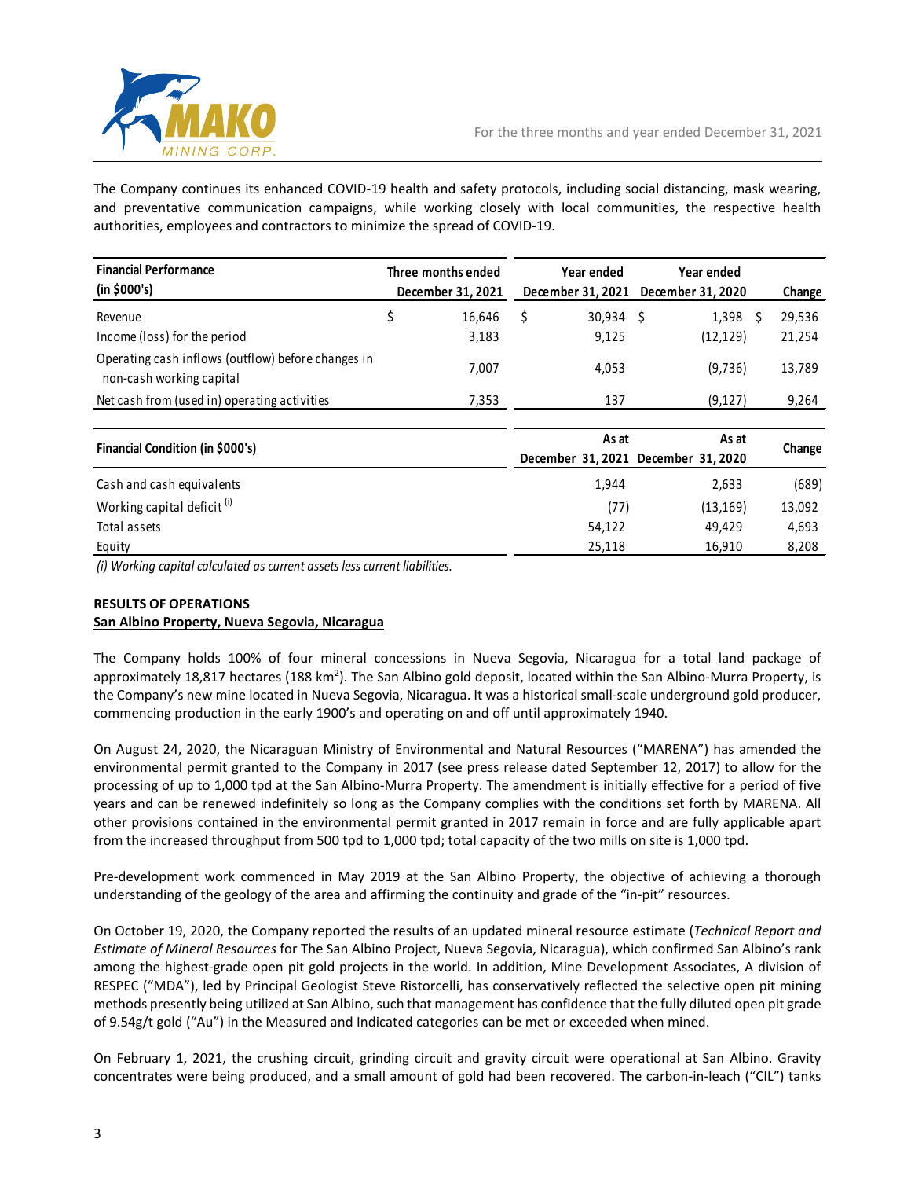The Company continues its enhanced COVID-19 health and safety protocols, including social distancing, mask wearing, and preventative communication campaigns, while working closely with local communities, the respective health authorities, employees and contractors to minimize the spread of COVID-19.

| Financial Performance (in $000's) | Three months ended December 31, 2021 | Year ended December 31, 2021 | Year ended December 31, 2020 | Change |
|---|---|---|---|---|
| Revenue | $ 16,646 | $ 30,934 | $ 1,398 | $ 29,536 |
| Income (loss) for the period | 3,183 | 9,125 | (12,129) | 21,254 |
| Operating cash inflows (outflow) before changes in non-cash working capital | 7,007 | 4,053 | (9,736) | 13,789 |
| Net cash from (used in) operating activities | 7,353 | 137 | (9,127) | 9,264 |

| Financial Condition (in $000's) | As at December 31, 2021 | As at December 31, 2020 | Change |
|---|---|---|---|
| Cash and cash equivalents | 1,944 | 2,633 | (689) |
| Working capital deficit [(i)] | (77) | (13,169) | 13,092 |
| Total assets | 54,122 | 49,429 | 4,693 |
| Equity | 25,118 | 16,910 | 8,208 |

*(i) Working capital calculated as current assets less current liabilities.*

## RESULTS OF OPERATIONS

### San Albino Property, Nueva Segovia, Nicaragua

The Company holds 100% of four mineral concessions in Nueva Segovia, Nicaragua for a total land package of approximately 18,817 hectares (188 km$^2$). The San Albino gold deposit, located within the San Albino-Murra Property, is the Company's new mine located in Nueva Segovia, Nicaragua. It was a historical small-scale underground gold producer, commencing production in the early 1900's and operating on and off until approximately 1940.

On August 24, 2020, the Nicaraguan Ministry of Environmental and Natural Resources ("MARENA") has amended the environmental permit granted to the Company in 2017 (see press release dated September 12, 2017) to allow for the processing of up to 1,000 tpd at the San Albino-Murra Property. The amendment is initially effective for a period of five years and can be renewed indefinitely so long as the Company complies with the conditions set forth by MARENA. All other provisions contained in the environmental permit granted in 2017 remain in force and are fully applicable apart from the increased throughput from 500 tpd to 1,000 tpd; total capacity of the two mills on site is 1,000 tpd.

Pre-development work commenced in May 2019 at the San Albino Property, the objective of achieving a thorough understanding of the geology of the area and affirming the continuity and grade of the "in-pit" resources.

On October 19, 2020, the Company reported the results of an updated mineral resource estimate (*Technical Report and Estimate of Mineral Resources* for The San Albino Project, Nueva Segovia, Nicaragua), which confirmed San Albino's rank among the highest-grade open pit gold projects in the world. In addition, Mine Development Associates, A division of RESPEC ("MDA"), led by Principal Geologist Steve Ristorcelli, has conservatively reflected the selective open pit mining methods presently being utilized at San Albino, such that management has confidence that the fully diluted open pit grade of 9.54g/t gold ("Au") in the Measured and Indicated categories can be met or exceeded when mined.

On February 1, 2021, the crushing circuit, grinding circuit and gravity circuit were operational at San Albino. Gravity concentrates were being produced, and a small amount of gold had been recovered. The carbon-in-leach ("CIL") tanks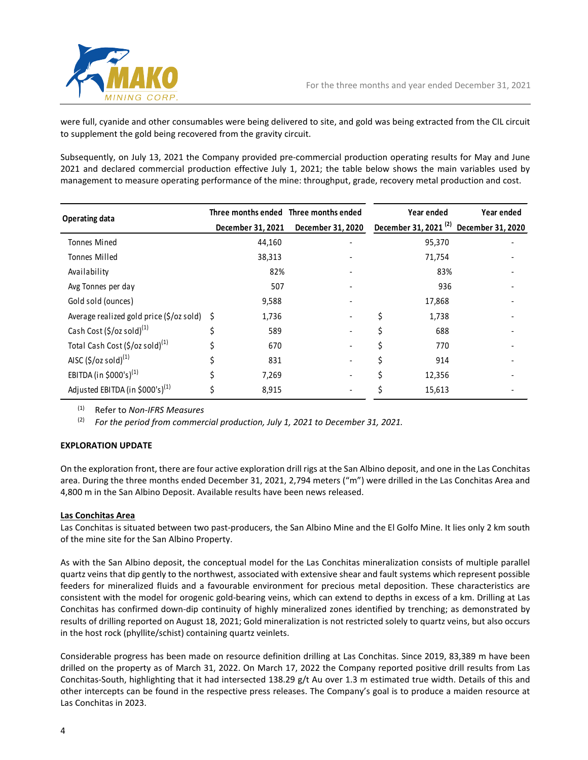were full, cyanide and other consumables were being delivered to site, and gold was being extracted from the CIL circuit to supplement the gold being recovered from the gravity circuit.

Subsequently, on July 13, 2021 the Company provided pre-commercial production operating results for May and June 2021 and declared commercial production effective July 1, 2021; the table below shows the main variables used by management to measure operating performance of the mine: throughput, grade, recovery metal production and cost.

| Operating data | Three months ended December 31, 2021 | Three months ended December 31, 2020 | Year ended December 31, 2021 [(2)] | Year ended December 31, 2020 |
|---|---|---|---|---|
| Tonnes Mined | 44,160 | - | 95,370 | - |
| Tonnes Milled | 38,313 | - | 71,754 | - |
| Availability | 82% | - | 83% | - |
| Avg Tonnes per day | 507 | - | 936 | - |
| Gold sold (ounces) | 9,588 | - | 17,868 | - |
| Average realized gold price ($/oz sold) | $ 1,736 | - | $ 1,738 | - |
| Cash Cost ($/oz sold)[(1)] | $ 589 | - | $ 688 | - |
| Total Cash Cost ($/oz sold)[(1)] | $ 670 | - | $ 770 | - |
| AISC ($/oz sold)[(1)] | $ 831 | - | $ 914 | - |
| EBITDA (in $000's)[(1)] | $ 7,269 | - | $ 12,356 | - |
| Adjusted EBITDA (in $000's)[(1)] | $ 8,915 | - | $ 15,613 | - |

(1) Refer to *Non-IFRS Measures*
(2) *For the period from commercial production, July 1, 2021 to December 31, 2021.*

**EXPLORATION UPDATE**

On the exploration front, there are four active exploration drill rigs at the San Albino deposit, and one in the Las Conchitas area. During the three months ended December 31, 2021, 2,794 meters ("m") were drilled in the Las Conchitas Area and 4,800 m in the San Albino Deposit. Available results have been news released.

**Las Conchitas Area**

Las Conchitas is situated between two past-producers, the San Albino Mine and the El Golfo Mine. It lies only 2 km south of the mine site for the San Albino Property.

As with the San Albino deposit, the conceptual model for the Las Conchitas mineralization consists of multiple parallel quartz veins that dip gently to the northwest, associated with extensive shear and fault systems which represent possible feeders for mineralized fluids and a favourable environment for precious metal deposition. These characteristics are consistent with the model for orogenic gold-bearing veins, which can extend to depths in excess of a km. Drilling at Las Conchitas has confirmed down-dip continuity of highly mineralized zones identified by trenching; as demonstrated by results of drilling reported on August 18, 2021; Gold mineralization is not restricted solely to quartz veins, but also occurs in the host rock (phyllite/schist) containing quartz veinlets.

Considerable progress has been made on resource definition drilling at Las Conchitas. Since 2019, 83,389 m have been drilled on the property as of March 31, 2022. On March 17, 2022 the Company reported positive drill results from Las Conchitas-South, highlighting that it had intersected 138.29 g/t Au over 1.3 m estimated true width. Details of this and other intercepts can be found in the respective press releases. The Company's goal is to produce a maiden resource at Las Conchitas in 2023.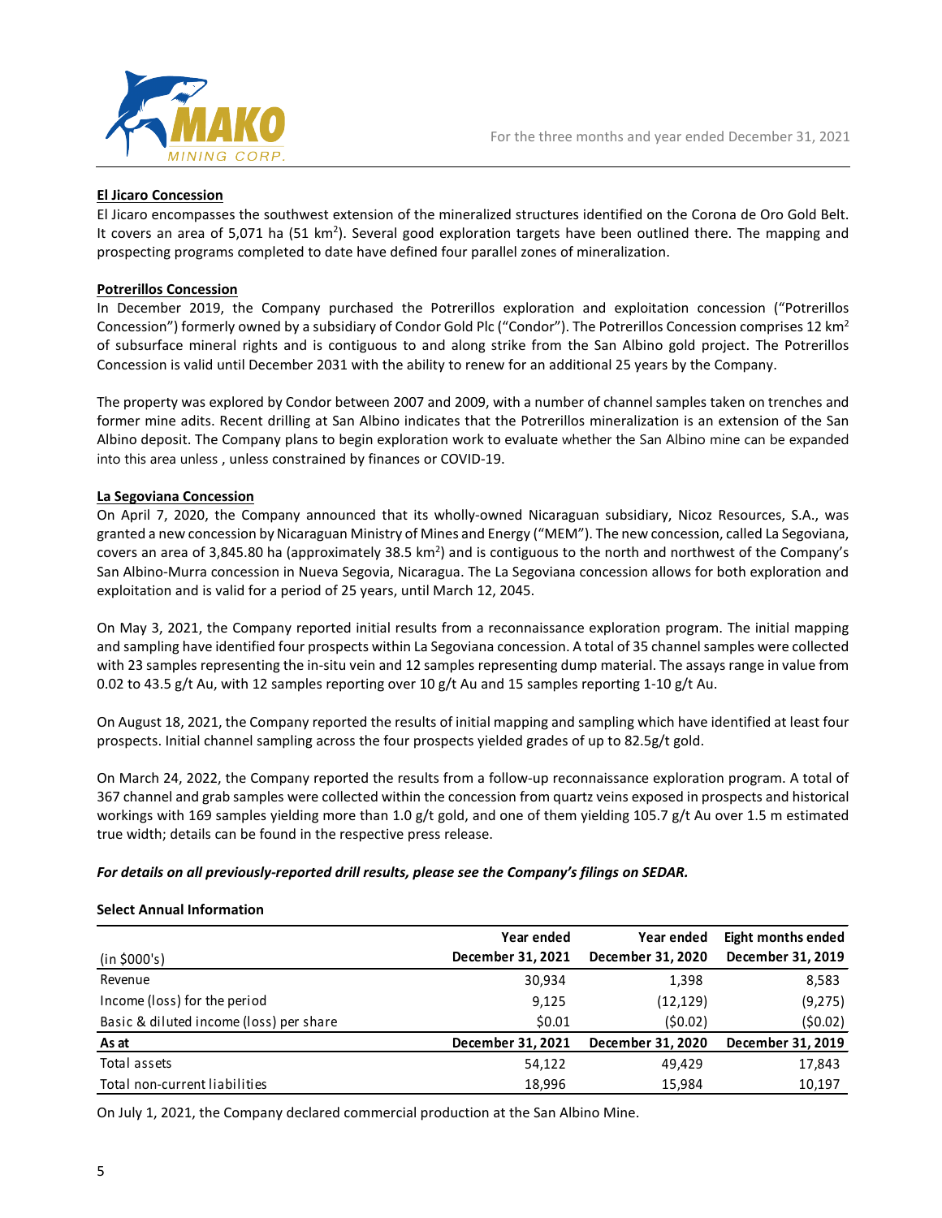**El Jicaro Concession**

El Jicaro encompasses the southwest extension of the mineralized structures identified on the Corona de Oro Gold Belt. It covers an area of 5,071 ha (51 km$^2$). Several good exploration targets have been outlined there. The mapping and prospecting programs completed to date have defined four parallel zones of mineralization.

**Potrerillos Concession**

In December 2019, the Company purchased the Potrerillos exploration and exploitation concession ("Potrerillos Concession") formerly owned by a subsidiary of Condor Gold Plc ("Condor"). The Potrerillos Concession comprises 12 km$^2$ of subsurface mineral rights and is contiguous to and along strike from the San Albino gold project. The Potrerillos Concession is valid until December 2031 with the ability to renew for an additional 25 years by the Company.

The property was explored by Condor between 2007 and 2009, with a number of channel samples taken on trenches and former mine adits. Recent drilling at San Albino indicates that the Potrerillos mineralization is an extension of the San Albino deposit. The Company plans to begin exploration work to evaluate whether the San Albino mine can be expanded into this area unless , unless constrained by finances or COVID-19.

**La Segoviana Concession**

On April 7, 2020, the Company announced that its wholly-owned Nicaraguan subsidiary, Nicoz Resources, S.A., was granted a new concession by Nicaraguan Ministry of Mines and Energy ("MEM"). The new concession, called La Segoviana, covers an area of 3,845.80 ha (approximately 38.5 km$^2$) and is contiguous to the north and northwest of the Company's San Albino-Murra concession in Nueva Segovia, Nicaragua. The La Segoviana concession allows for both exploration and exploitation and is valid for a period of 25 years, until March 12, 2045.

On May 3, 2021, the Company reported initial results from a reconnaissance exploration program. The initial mapping and sampling have identified four prospects within La Segoviana concession. A total of 35 channel samples were collected with 23 samples representing the in-situ vein and 12 samples representing dump material. The assays range in value from 0.02 to 43.5 g/t Au, with 12 samples reporting over 10 g/t Au and 15 samples reporting 1-10 g/t Au.

On August 18, 2021, the Company reported the results of initial mapping and sampling which have identified at least four prospects. Initial channel sampling across the four prospects yielded grades of up to 82.5g/t gold.

On March 24, 2022, the Company reported the results from a follow-up reconnaissance exploration program. A total of 367 channel and grab samples were collected within the concession from quartz veins exposed in prospects and historical workings with 169 samples yielding more than 1.0 g/t gold, and one of them yielding 105.7 g/t Au over 1.5 m estimated true width; details can be found in the respective press release.

***For details on all previously-reported drill results, please see the Company's filings on SEDAR.***

**Select Annual Information**

| (in $000's) | Year ended December 31, 2021 | Year ended December 31, 2020 | Eight months ended December 31, 2019 |
|---|---|---|---|
| Revenue | 30,934 | 1,398 | 8,583 |
| Income (loss) for the period | 9,125 | (12,129) | (9,275) |
| Basic & diluted income (loss) per share | $0.01 | ($0.02) | ($0.02) |
| **As at** | **December 31, 2021** | **December 31, 2020** | **December 31, 2019** |
| Total assets | 54,122 | 49,429 | 17,843 |
| Total non-current liabilities | 18,996 | 15,984 | 10,197 |

On July 1, 2021, the Company declared commercial production at the San Albino Mine.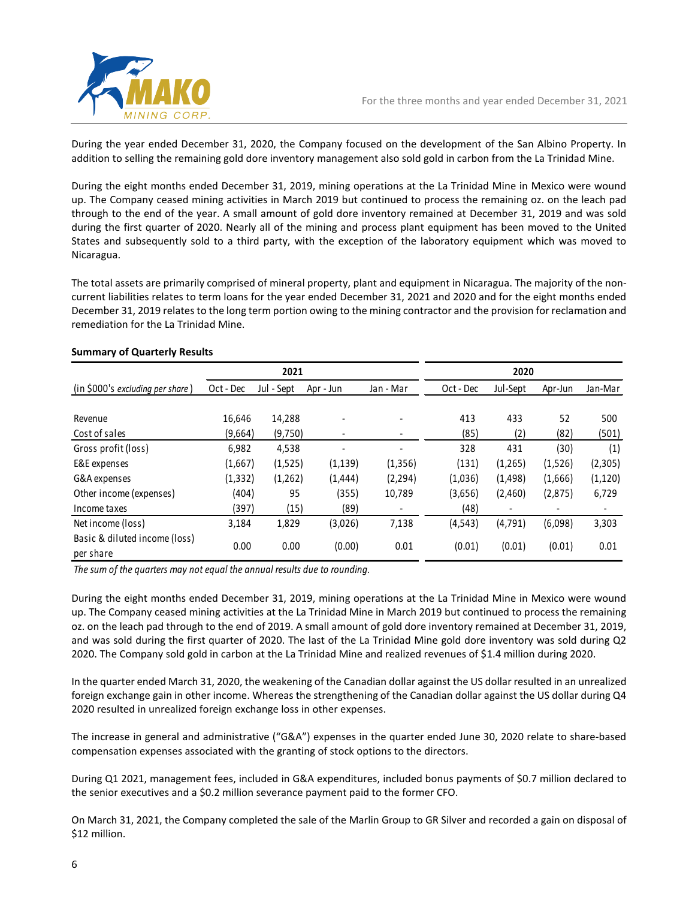During the year ended December 31, 2020, the Company focused on the development of the San Albino Property. In addition to selling the remaining gold dore inventory management also sold gold in carbon from the La Trinidad Mine.

During the eight months ended December 31, 2019, mining operations at the La Trinidad Mine in Mexico were wound up. The Company ceased mining activities in March 2019 but continued to process the remaining oz. on the leach pad through to the end of the year. A small amount of gold dore inventory remained at December 31, 2019 and was sold during the first quarter of 2020. Nearly all of the mining and process plant equipment has been moved to the United States and subsequently sold to a third party, with the exception of the laboratory equipment which was moved to Nicaragua.

The total assets are primarily comprised of mineral property, plant and equipment in Nicaragua. The majority of the non-current liabilities relates to term loans for the year ended December 31, 2021 and 2020 and for the eight months ended December 31, 2019 relates to the long term portion owing to the mining contractor and the provision for reclamation and remediation for the La Trinidad Mine.

**Summary of Quarterly Results**

| | 2021 | | | | 2020 | | | |
|---|---|---|---|---|---|---|---|---|
| (in $000's *excluding per share*) | Oct - Dec | Jul - Sept | Apr - Jun | Jan - Mar | Oct - Dec | Jul-Sept | Apr-Jun | Jan-Mar |
| Revenue | 16,646 | 14,288 | - | - | 413 | 433 | 52 | 500 |
| Cost of sales | (9,664) | (9,750) | - | - | (85) | (2) | (82) | (501) |
| Gross profit (loss) | 6,982 | 4,538 | - | - | 328 | 431 | (30) | (1) |
| E&E expenses | (1,667) | (1,525) | (1,139) | (1,356) | (131) | (1,265) | (1,526) | (2,305) |
| G&A expenses | (1,332) | (1,262) | (1,444) | (2,294) | (1,036) | (1,498) | (1,666) | (1,120) |
| Other income (expenses) | (404) | 95 | (355) | 10,789 | (3,656) | (2,460) | (2,875) | 6,729 |
| Income taxes | (397) | (15) | (89) | - | (48) | - | - | - |
| Net income (loss) | 3,184 | 1,829 | (3,026) | 7,138 | (4,543) | (4,791) | (6,098) | 3,303 |
| Basic & diluted income (loss) per share | 0.00 | 0.00 | (0.00) | 0.01 | (0.01) | (0.01) | (0.01) | 0.01 |

*The sum of the quarters may not equal the annual results due to rounding.*

During the eight months ended December 31, 2019, mining operations at the La Trinidad Mine in Mexico were wound up. The Company ceased mining activities at the La Trinidad Mine in March 2019 but continued to process the remaining oz. on the leach pad through to the end of 2019. A small amount of gold dore inventory remained at December 31, 2019, and was sold during the first quarter of 2020. The last of the La Trinidad Mine gold dore inventory was sold during Q2 2020. The Company sold gold in carbon at the La Trinidad Mine and realized revenues of $1.4 million during 2020.

In the quarter ended March 31, 2020, the weakening of the Canadian dollar against the US dollar resulted in an unrealized foreign exchange gain in other income. Whereas the strengthening of the Canadian dollar against the US dollar during Q4 2020 resulted in unrealized foreign exchange loss in other expenses.

The increase in general and administrative ("G&A") expenses in the quarter ended June 30, 2020 relate to share-based compensation expenses associated with the granting of stock options to the directors.

During Q1 2021, management fees, included in G&A expenditures, included bonus payments of $0.7 million declared to the senior executives and a $0.2 million severance payment paid to the former CFO.

On March 31, 2021, the Company completed the sale of the Marlin Group to GR Silver and recorded a gain on disposal of $12 million.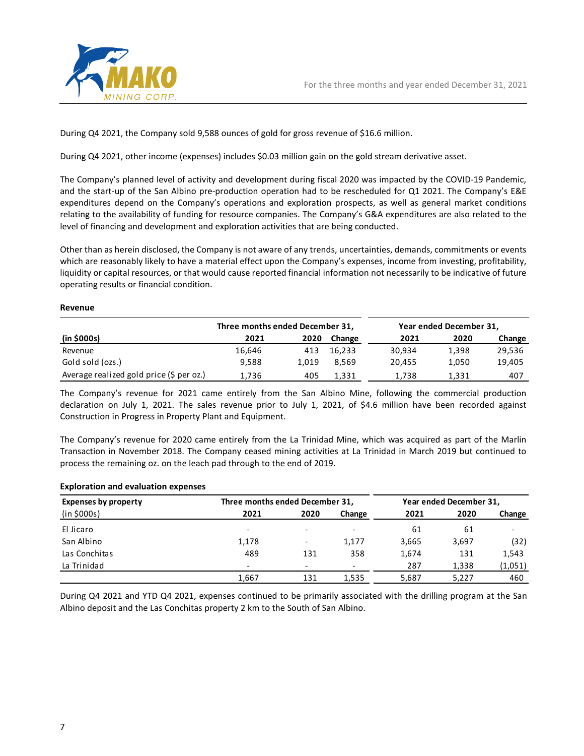During Q4 2021, the Company sold 9,588 ounces of gold for gross revenue of $16.6 million.

During Q4 2021, other income (expenses) includes $0.03 million gain on the gold stream derivative asset.

The Company's planned level of activity and development during fiscal 2020 was impacted by the COVID-19 Pandemic, and the start-up of the San Albino pre-production operation had to be rescheduled for Q1 2021. The Company's E&E expenditures depend on the Company's operations and exploration prospects, as well as general market conditions relating to the availability of funding for resource companies. The Company's G&A expenditures are also related to the level of financing and development and exploration activities that are being conducted.

Other than as herein disclosed, the Company is not aware of any trends, uncertainties, demands, commitments or events which are reasonably likely to have a material effect upon the Company's expenses, income from investing, profitability, liquidity or capital resources, or that would cause reported financial information not necessarily to be indicative of future operating results or financial condition.

**Revenue**

| | Three months ended December 31, | | | Year ended December 31, | | |
|---|---|---|---|---|---|---|
| **(in $000s)** | **2021** | **2020** | **Change** | **2021** | **2020** | **Change** |
| Revenue | 16,646 | 413 | 16,233 | 30,934 | 1,398 | 29,536 |
| Gold sold (ozs.) | 9,588 | 1,019 | 8,569 | 20,455 | 1,050 | 19,405 |
| Average realized gold price ($ per oz.) | 1,736 | 405 | 1,331 | 1,738 | 1,331 | 407 |

The Company's revenue for 2021 came entirely from the San Albino Mine, following the commercial production declaration on July 1, 2021. The sales revenue prior to July 1, 2021, of $4.6 million have been recorded against Construction in Progress in Property Plant and Equipment.

The Company's revenue for 2020 came entirely from the La Trinidad Mine, which was acquired as part of the Marlin Transaction in November 2018. The Company ceased mining activities at La Trinidad in March 2019 but continued to process the remaining oz. on the leach pad through to the end of 2019.

**Exploration and evaluation expenses**

| **Expenses by property** | Three months ended December 31, | | | Year ended December 31, | | |
|---|---|---|---|---|---|---|
| (in $000s) | **2021** | **2020** | **Change** | **2021** | **2020** | **Change** |
| El Jicaro | - | - | - | 61 | 61 | - |
| San Albino | 1,178 | - | 1,177 | 3,665 | 3,697 | (32) |
| Las Conchitas | 489 | 131 | 358 | 1,674 | 131 | 1,543 |
| La Trinidad | - | - | - | 287 | 1,338 | (1,051) |
| | 1,667 | 131 | 1,535 | 5,687 | 5,227 | 460 |

During Q4 2021 and YTD Q4 2021, expenses continued to be primarily associated with the drilling program at the San Albino deposit and the Las Conchitas property 2 km to the South of San Albino.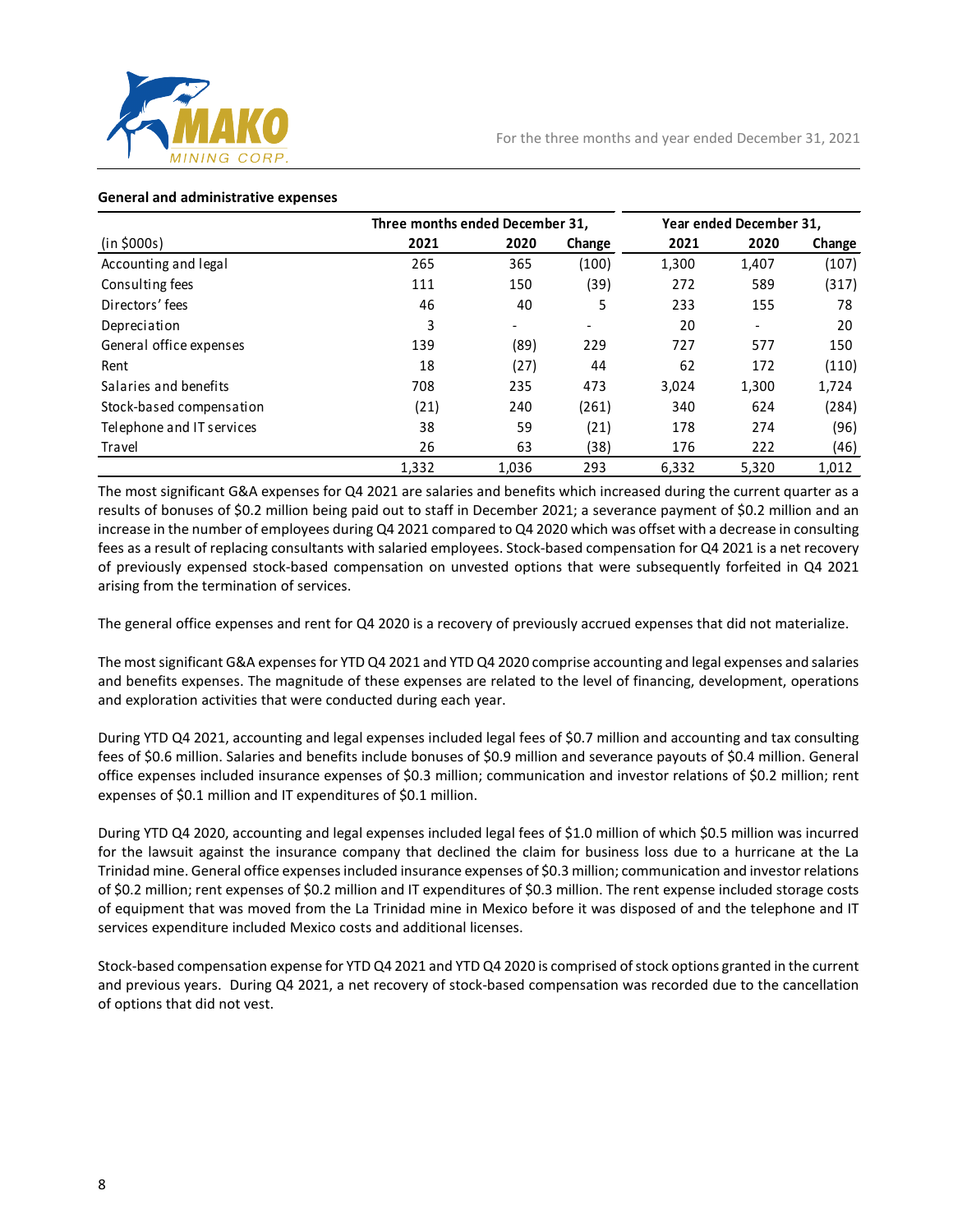**General and administrative expenses**

| | Three months ended December 31, | | | Year ended December 31, | | |
|---|---|---|---|---|---|---|
| (in $000s) | 2021 | 2020 | Change | 2021 | 2020 | Change |
| Accounting and legal | 265 | 365 | (100) | 1,300 | 1,407 | (107) |
| Consulting fees | 111 | 150 | (39) | 272 | 589 | (317) |
| Directors' fees | 46 | 40 | 5 | 233 | 155 | 78 |
| Depreciation | 3 | - | - | 20 | - | 20 |
| General office expenses | 139 | (89) | 229 | 727 | 577 | 150 |
| Rent | 18 | (27) | 44 | 62 | 172 | (110) |
| Salaries and benefits | 708 | 235 | 473 | 3,024 | 1,300 | 1,724 |
| Stock-based compensation | (21) | 240 | (261) | 340 | 624 | (284) |
| Telephone and IT services | 38 | 59 | (21) | 178 | 274 | (96) |
| Travel | 26 | 63 | (38) | 176 | 222 | (46) |
| | 1,332 | 1,036 | 293 | 6,332 | 5,320 | 1,012 |

The most significant G&A expenses for Q4 2021 are salaries and benefits which increased during the current quarter as a results of bonuses of $0.2 million being paid out to staff in December 2021; a severance payment of $0.2 million and an increase in the number of employees during Q4 2021 compared to Q4 2020 which was offset with a decrease in consulting fees as a result of replacing consultants with salaried employees. Stock-based compensation for Q4 2021 is a net recovery of previously expensed stock-based compensation on unvested options that were subsequently forfeited in Q4 2021 arising from the termination of services.

The general office expenses and rent for Q4 2020 is a recovery of previously accrued expenses that did not materialize.

The most significant G&A expenses for YTD Q4 2021 and YTD Q4 2020 comprise accounting and legal expenses and salaries and benefits expenses. The magnitude of these expenses are related to the level of financing, development, operations and exploration activities that were conducted during each year.

During YTD Q4 2021, accounting and legal expenses included legal fees of $0.7 million and accounting and tax consulting fees of $0.6 million. Salaries and benefits include bonuses of $0.9 million and severance payouts of $0.4 million. General office expenses included insurance expenses of $0.3 million; communication and investor relations of $0.2 million; rent expenses of $0.1 million and IT expenditures of $0.1 million.

During YTD Q4 2020, accounting and legal expenses included legal fees of $1.0 million of which $0.5 million was incurred for the lawsuit against the insurance company that declined the claim for business loss due to a hurricane at the La Trinidad mine. General office expenses included insurance expenses of $0.3 million; communication and investor relations of $0.2 million; rent expenses of $0.2 million and IT expenditures of $0.3 million. The rent expense included storage costs of equipment that was moved from the La Trinidad mine in Mexico before it was disposed of and the telephone and IT services expenditure included Mexico costs and additional licenses.

Stock-based compensation expense for YTD Q4 2021 and YTD Q4 2020 is comprised of stock options granted in the current and previous years. During Q4 2021, a net recovery of stock-based compensation was recorded due to the cancellation of options that did not vest.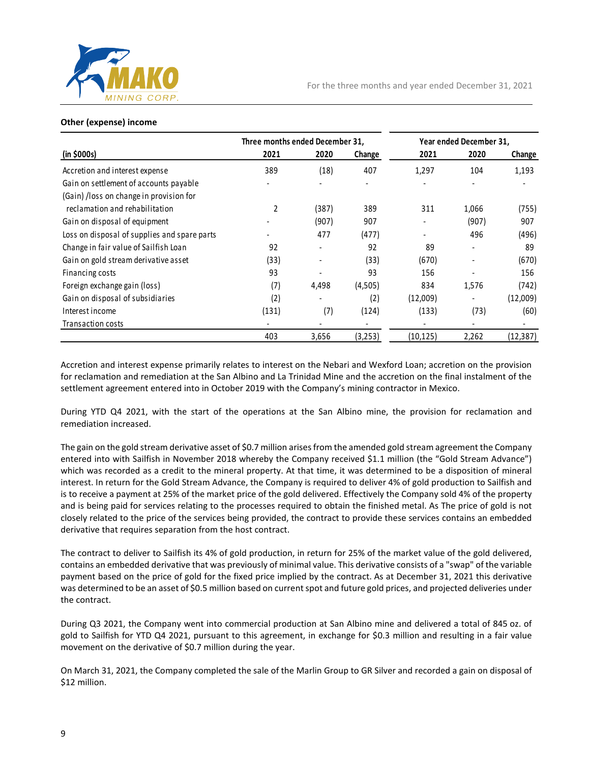### Other (expense) income

| (in $000s) | Three months ended December 31, 2021 | 2020 | Change | Year ended December 31, 2021 | 2020 | Change |
|---|---|---|---|---|---|---|
| Accretion and interest expense | 389 | (18) | 407 | 1,297 | 104 | 1,193 |
| Gain on settlement of accounts payable | - | - | - | - | - | - |
| (Gain) /loss on change in provision for reclamation and rehabilitation | 2 | (387) | 389 | 311 | 1,066 | (755) |
| Gain on disposal of equipment | - | (907) | 907 | - | (907) | 907 |
| Loss on disposal of supplies and spare parts | - | 477 | (477) | - | 496 | (496) |
| Change in fair value of Sailfish Loan | 92 | - | 92 | 89 | - | 89 |
| Gain on gold stream derivative asset | (33) | - | (33) | (670) | - | (670) |
| Financing costs | 93 | - | 93 | 156 | - | 156 |
| Foreign exchange gain (loss) | (7) | 4,498 | (4,505) | 834 | 1,576 | (742) |
| Gain on disposal of subsidiaries | (2) | - | (2) | (12,009) | - | (12,009) |
| Interest income | (131) | (7) | (124) | (133) | (73) | (60) |
| Transaction costs | - | - | - | - | - | - |
| | 403 | 3,656 | (3,253) | (10,125) | 2,262 | (12,387) |

Accretion and interest expense primarily relates to interest on the Nebari and Wexford Loan; accretion on the provision for reclamation and remediation at the San Albino and La Trinidad Mine and the accretion on the final instalment of the settlement agreement entered into in October 2019 with the Company's mining contractor in Mexico.

During YTD Q4 2021, with the start of the operations at the San Albino mine, the provision for reclamation and remediation increased.

The gain on the gold stream derivative asset of $0.7 million arises from the amended gold stream agreement the Company entered into with Sailfish in November 2018 whereby the Company received $1.1 million (the "Gold Stream Advance") which was recorded as a credit to the mineral property. At that time, it was determined to be a disposition of mineral interest. In return for the Gold Stream Advance, the Company is required to deliver 4% of gold production to Sailfish and is to receive a payment at 25% of the market price of the gold delivered. Effectively the Company sold 4% of the property and is being paid for services relating to the processes required to obtain the finished metal. As The price of gold is not closely related to the price of the services being provided, the contract to provide these services contains an embedded derivative that requires separation from the host contract.

The contract to deliver to Sailfish its 4% of gold production, in return for 25% of the market value of the gold delivered, contains an embedded derivative that was previously of minimal value. This derivative consists of a "swap" of the variable payment based on the price of gold for the fixed price implied by the contract. As at December 31, 2021 this derivative was determined to be an asset of $0.5 million based on current spot and future gold prices, and projected deliveries under the contract.

During Q3 2021, the Company went into commercial production at San Albino mine and delivered a total of 845 oz. of gold to Sailfish for YTD Q4 2021, pursuant to this agreement, in exchange for $0.3 million and resulting in a fair value movement on the derivative of $0.7 million during the year.

On March 31, 2021, the Company completed the sale of the Marlin Group to GR Silver and recorded a gain on disposal of $12 million.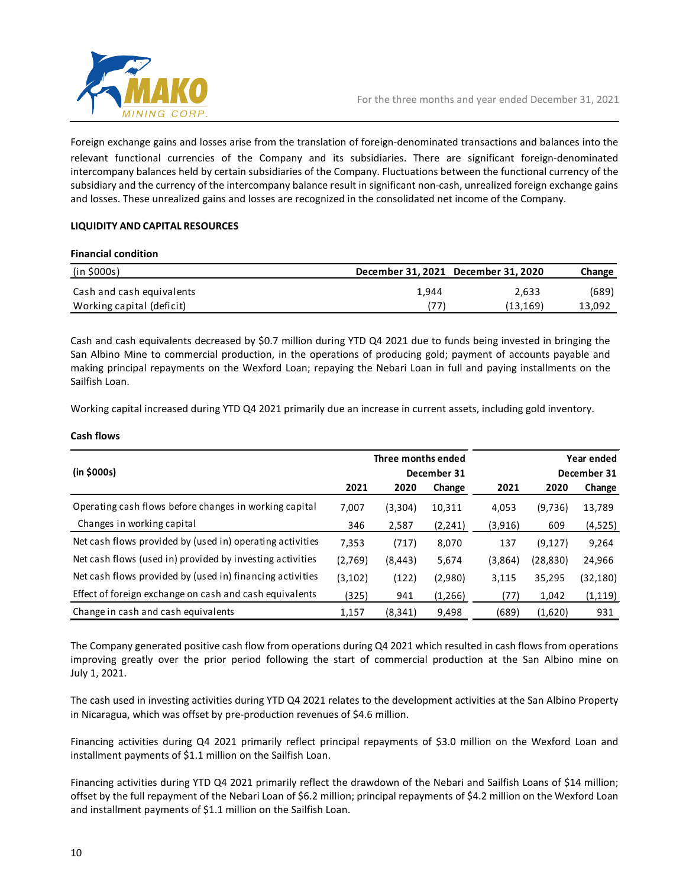Foreign exchange gains and losses arise from the translation of foreign-denominated transactions and balances into the relevant functional currencies of the Company and its subsidiaries. There are significant foreign-denominated intercompany balances held by certain subsidiaries of the Company. Fluctuations between the functional currency of the subsidiary and the currency of the intercompany balance result in significant non-cash, unrealized foreign exchange gains and losses. These unrealized gains and losses are recognized in the consolidated net income of the Company.

## LIQUIDITY AND CAPITAL RESOURCES

### Financial condition

| (in $000s) | December 31, 2021 | December 31, 2020 | Change |
|---|---|---|---|
| Cash and cash equivalents | 1,944 | 2,633 | (689) |
| Working capital (deficit) | (77) | (13,169) | 13,092 |

Cash and cash equivalents decreased by $0.7 million during YTD Q4 2021 due to funds being invested in bringing the San Albino Mine to commercial production, in the operations of producing gold; payment of accounts payable and making principal repayments on the Wexford Loan; repaying the Nebari Loan in full and paying installments on the Sailfish Loan.

Working capital increased during YTD Q4 2021 primarily due an increase in current assets, including gold inventory.

### Cash flows

| (in $000s) | Three months ended December 31 | | | Year ended December 31 | | |
|---|---|---|---|---|---|---|
| | 2021 | 2020 | Change | 2021 | 2020 | Change |
| Operating cash flows before changes in working capital | 7,007 | (3,304) | 10,311 | 4,053 | (9,736) | 13,789 |
| Changes in working capital | 346 | 2,587 | (2,241) | (3,916) | 609 | (4,525) |
| Net cash flows provided by (used in) operating activities | 7,353 | (717) | 8,070 | 137 | (9,127) | 9,264 |
| Net cash flows (used in) provided by investing activities | (2,769) | (8,443) | 5,674 | (3,864) | (28,830) | 24,966 |
| Net cash flows provided by (used in) financing activities | (3,102) | (122) | (2,980) | 3,115 | 35,295 | (32,180) |
| Effect of foreign exchange on cash and cash equivalents | (325) | 941 | (1,266) | (77) | 1,042 | (1,119) |
| Change in cash and cash equivalents | 1,157 | (8,341) | 9,498 | (689) | (1,620) | 931 |

The Company generated positive cash flow from operations during Q4 2021 which resulted in cash flows from operations improving greatly over the prior period following the start of commercial production at the San Albino mine on July 1, 2021.

The cash used in investing activities during YTD Q4 2021 relates to the development activities at the San Albino Property in Nicaragua, which was offset by pre-production revenues of $4.6 million.

Financing activities during Q4 2021 primarily reflect principal repayments of $3.0 million on the Wexford Loan and installment payments of $1.1 million on the Sailfish Loan.

Financing activities during YTD Q4 2021 primarily reflect the drawdown of the Nebari and Sailfish Loans of $14 million; offset by the full repayment of the Nebari Loan of $6.2 million; principal repayments of $4.2 million on the Wexford Loan and installment payments of $1.1 million on the Sailfish Loan.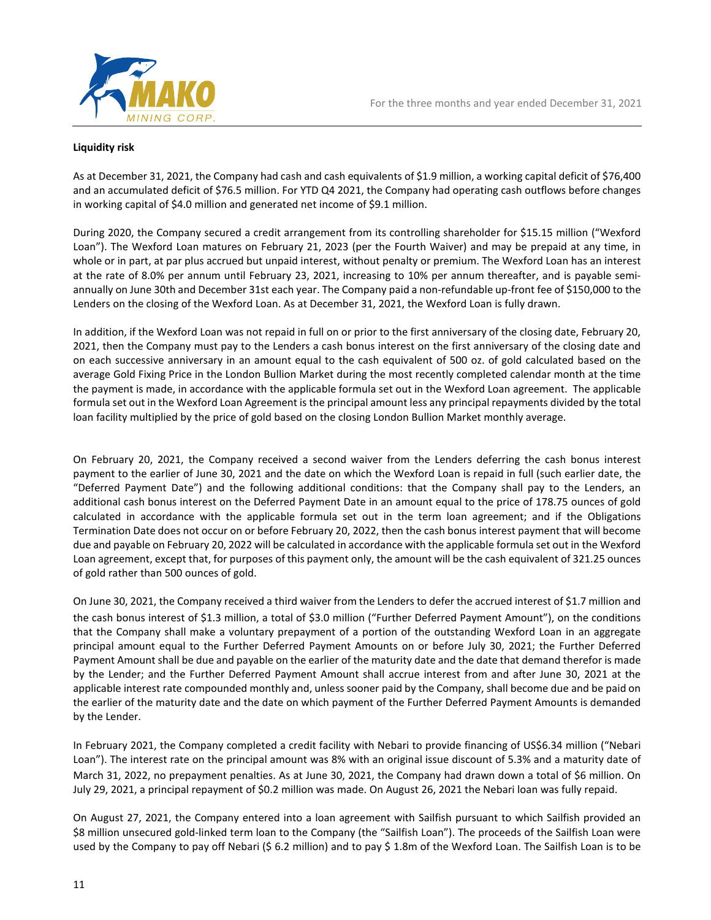**Liquidity risk**

As at December 31, 2021, the Company had cash and cash equivalents of $1.9 million, a working capital deficit of $76,400 and an accumulated deficit of $76.5 million. For YTD Q4 2021, the Company had operating cash outflows before changes in working capital of $4.0 million and generated net income of $9.1 million.

During 2020, the Company secured a credit arrangement from its controlling shareholder for $15.15 million ("Wexford Loan"). The Wexford Loan matures on February 21, 2023 (per the Fourth Waiver) and may be prepaid at any time, in whole or in part, at par plus accrued but unpaid interest, without penalty or premium. The Wexford Loan has an interest at the rate of 8.0% per annum until February 23, 2021, increasing to 10% per annum thereafter, and is payable semi-annually on June 30th and December 31st each year. The Company paid a non-refundable up-front fee of $150,000 to the Lenders on the closing of the Wexford Loan. As at December 31, 2021, the Wexford Loan is fully drawn.

In addition, if the Wexford Loan was not repaid in full on or prior to the first anniversary of the closing date, February 20, 2021, then the Company must pay to the Lenders a cash bonus interest on the first anniversary of the closing date and on each successive anniversary in an amount equal to the cash equivalent of 500 oz. of gold calculated based on the average Gold Fixing Price in the London Bullion Market during the most recently completed calendar month at the time the payment is made, in accordance with the applicable formula set out in the Wexford Loan agreement. The applicable formula set out in the Wexford Loan Agreement is the principal amount less any principal repayments divided by the total loan facility multiplied by the price of gold based on the closing London Bullion Market monthly average.

On February 20, 2021, the Company received a second waiver from the Lenders deferring the cash bonus interest payment to the earlier of June 30, 2021 and the date on which the Wexford Loan is repaid in full (such earlier date, the "Deferred Payment Date") and the following additional conditions: that the Company shall pay to the Lenders, an additional cash bonus interest on the Deferred Payment Date in an amount equal to the price of 178.75 ounces of gold calculated in accordance with the applicable formula set out in the term loan agreement; and if the Obligations Termination Date does not occur on or before February 20, 2022, then the cash bonus interest payment that will become due and payable on February 20, 2022 will be calculated in accordance with the applicable formula set out in the Wexford Loan agreement, except that, for purposes of this payment only, the amount will be the cash equivalent of 321.25 ounces of gold rather than 500 ounces of gold.

On June 30, 2021, the Company received a third waiver from the Lenders to defer the accrued interest of $1.7 million and the cash bonus interest of $1.3 million, a total of $3.0 million ("Further Deferred Payment Amount"), on the conditions that the Company shall make a voluntary prepayment of a portion of the outstanding Wexford Loan in an aggregate principal amount equal to the Further Deferred Payment Amounts on or before July 30, 2021; the Further Deferred Payment Amount shall be due and payable on the earlier of the maturity date and the date that demand therefor is made by the Lender; and the Further Deferred Payment Amount shall accrue interest from and after June 30, 2021 at the applicable interest rate compounded monthly and, unless sooner paid by the Company, shall become due and be paid on the earlier of the maturity date and the date on which payment of the Further Deferred Payment Amounts is demanded by the Lender.

In February 2021, the Company completed a credit facility with Nebari to provide financing of US$6.34 million ("Nebari Loan"). The interest rate on the principal amount was 8% with an original issue discount of 5.3% and a maturity date of March 31, 2022, no prepayment penalties. As at June 30, 2021, the Company had drawn down a total of $6 million. On July 29, 2021, a principal repayment of $0.2 million was made. On August 26, 2021 the Nebari loan was fully repaid.

On August 27, 2021, the Company entered into a loan agreement with Sailfish pursuant to which Sailfish provided an $8 million unsecured gold-linked term loan to the Company (the "Sailfish Loan"). The proceeds of the Sailfish Loan were used by the Company to pay off Nebari ($ 6.2 million) and to pay $ 1.8m of the Wexford Loan. The Sailfish Loan is to be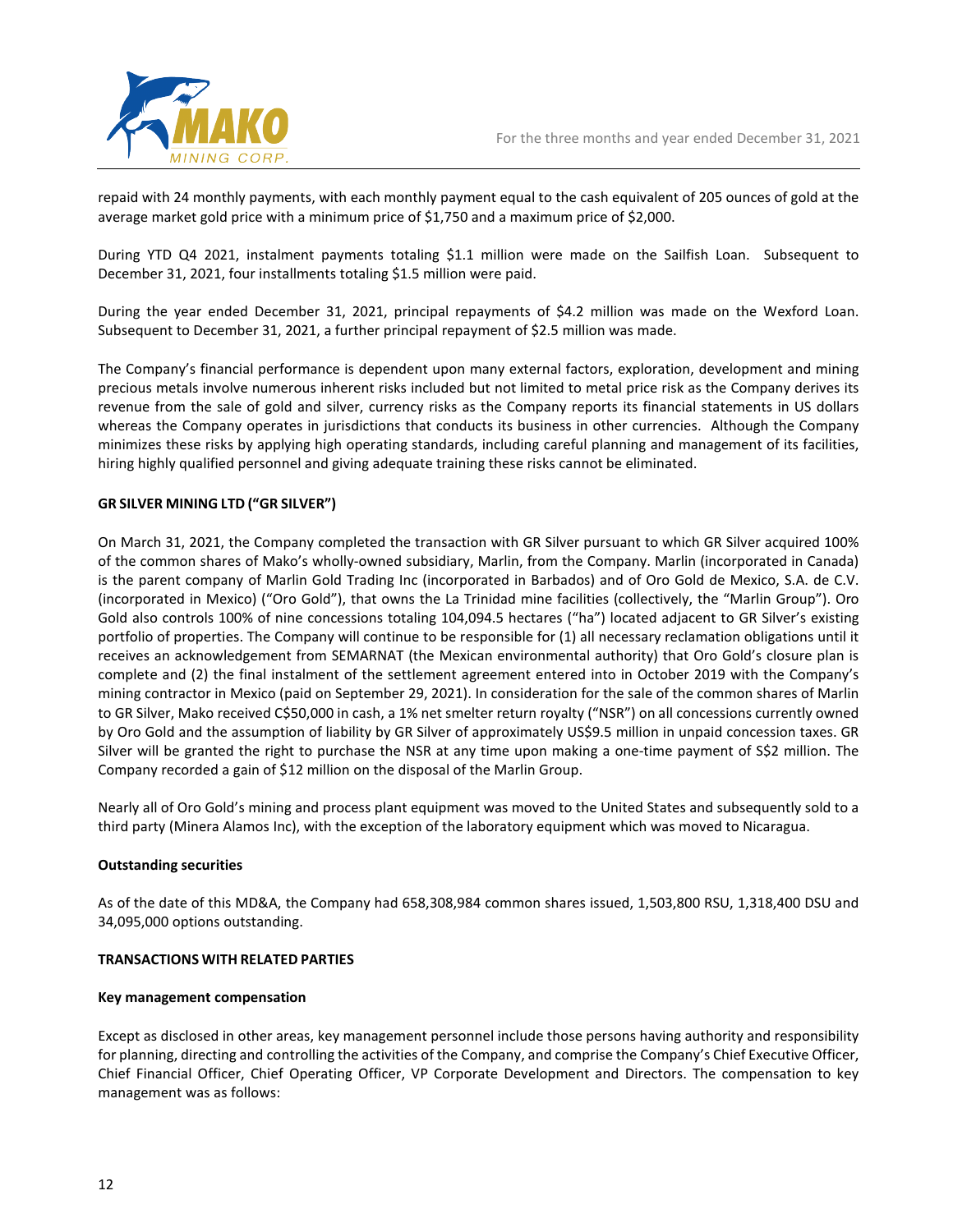repaid with 24 monthly payments, with each monthly payment equal to the cash equivalent of 205 ounces of gold at the average market gold price with a minimum price of $1,750 and a maximum price of $2,000.

During YTD Q4 2021, instalment payments totaling $1.1 million were made on the Sailfish Loan. Subsequent to December 31, 2021, four installments totaling $1.5 million were paid.

During the year ended December 31, 2021, principal repayments of $4.2 million was made on the Wexford Loan. Subsequent to December 31, 2021, a further principal repayment of $2.5 million was made.

The Company's financial performance is dependent upon many external factors, exploration, development and mining precious metals involve numerous inherent risks included but not limited to metal price risk as the Company derives its revenue from the sale of gold and silver, currency risks as the Company reports its financial statements in US dollars whereas the Company operates in jurisdictions that conducts its business in other currencies. Although the Company minimizes these risks by applying high operating standards, including careful planning and management of its facilities, hiring highly qualified personnel and giving adequate training these risks cannot be eliminated.

**GR SILVER MINING LTD ("GR SILVER")**

On March 31, 2021, the Company completed the transaction with GR Silver pursuant to which GR Silver acquired 100% of the common shares of Mako's wholly-owned subsidiary, Marlin, from the Company. Marlin (incorporated in Canada) is the parent company of Marlin Gold Trading Inc (incorporated in Barbados) and of Oro Gold de Mexico, S.A. de C.V. (incorporated in Mexico) ("Oro Gold"), that owns the La Trinidad mine facilities (collectively, the "Marlin Group"). Oro Gold also controls 100% of nine concessions totaling 104,094.5 hectares ("ha") located adjacent to GR Silver's existing portfolio of properties. The Company will continue to be responsible for (1) all necessary reclamation obligations until it receives an acknowledgement from SEMARNAT (the Mexican environmental authority) that Oro Gold's closure plan is complete and (2) the final instalment of the settlement agreement entered into in October 2019 with the Company's mining contractor in Mexico (paid on September 29, 2021). In consideration for the sale of the common shares of Marlin to GR Silver, Mako received C$50,000 in cash, a 1% net smelter return royalty ("NSR") on all concessions currently owned by Oro Gold and the assumption of liability by GR Silver of approximately US$9.5 million in unpaid concession taxes. GR Silver will be granted the right to purchase the NSR at any time upon making a one-time payment of S$2 million. The Company recorded a gain of $12 million on the disposal of the Marlin Group.

Nearly all of Oro Gold's mining and process plant equipment was moved to the United States and subsequently sold to a third party (Minera Alamos Inc), with the exception of the laboratory equipment which was moved to Nicaragua.

**Outstanding securities**

As of the date of this MD&A, the Company had 658,308,984 common shares issued, 1,503,800 RSU, 1,318,400 DSU and 34,095,000 options outstanding.

**TRANSACTIONS WITH RELATED PARTIES**

**Key management compensation**

Except as disclosed in other areas, key management personnel include those persons having authority and responsibility for planning, directing and controlling the activities of the Company, and comprise the Company's Chief Executive Officer, Chief Financial Officer, Chief Operating Officer, VP Corporate Development and Directors. The compensation to key management was as follows: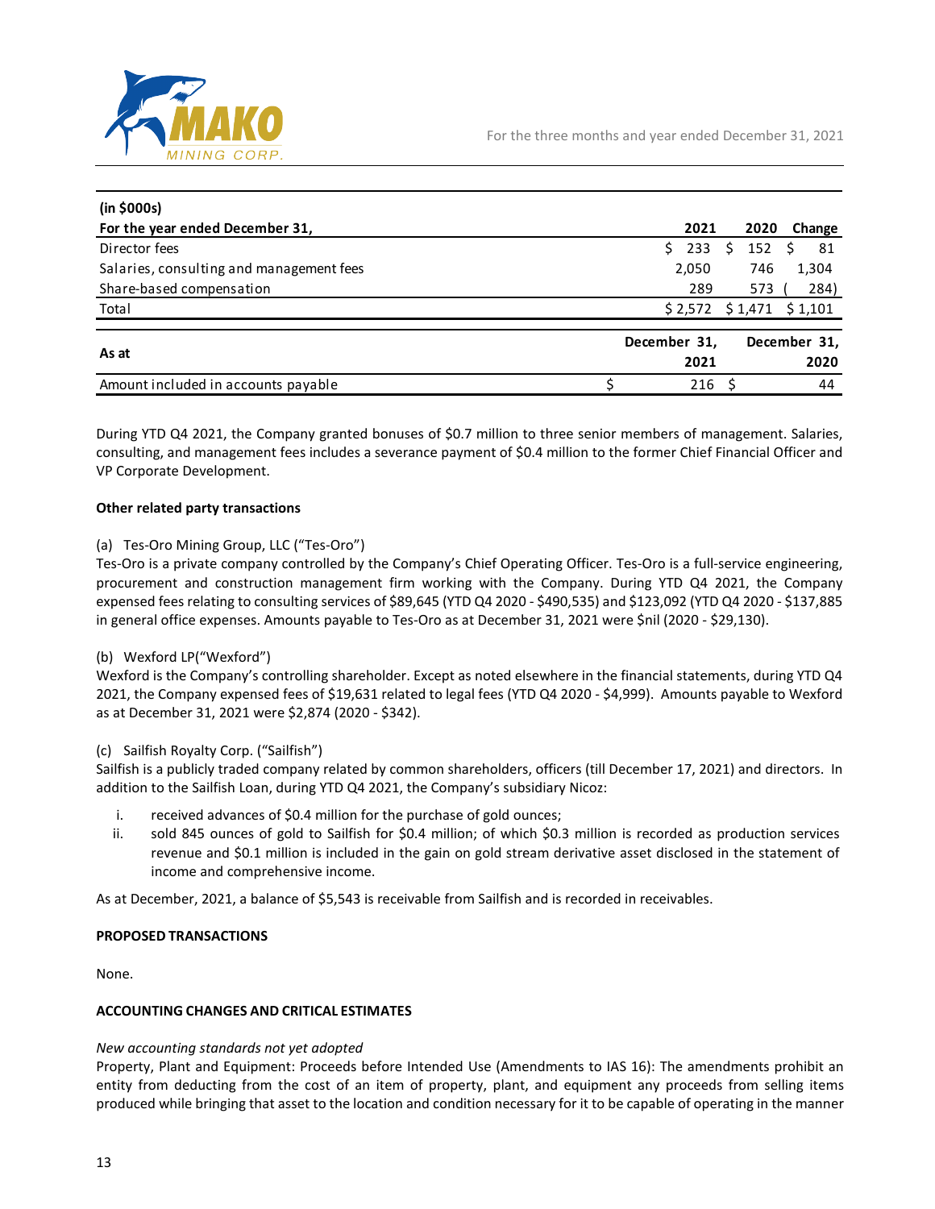| (in $000s) For the year ended December 31, | 2021 | 2020 | Change |
|---|---|---|---|
| Director fees | $ 233 | $ 152 | $ 81 |
| Salaries, consulting and management fees | 2,050 | 746 | 1,304 |
| Share-based compensation | 289 | 573 | (284) |
| Total | $ 2,572 | $ 1,471 | $ 1,101 |

| As at | December 31, 2021 | December 31, 2020 |
|---|---|---|
| Amount included in accounts payable | $ 216 | $ 44 |

During YTD Q4 2021, the Company granted bonuses of $0.7 million to three senior members of management. Salaries, consulting, and management fees includes a severance payment of $0.4 million to the former Chief Financial Officer and VP Corporate Development.

**Other related party transactions**

(a) Tes-Oro Mining Group, LLC ("Tes-Oro")

Tes-Oro is a private company controlled by the Company's Chief Operating Officer. Tes-Oro is a full-service engineering, procurement and construction management firm working with the Company. During YTD Q4 2021, the Company expensed fees relating to consulting services of $89,645 (YTD Q4 2020 - $490,535) and $123,092 (YTD Q4 2020 - $137,885 in general office expenses. Amounts payable to Tes-Oro as at December 31, 2021 were $nil (2020 - $29,130).

(b) Wexford LP("Wexford")

Wexford is the Company's controlling shareholder. Except as noted elsewhere in the financial statements, during YTD Q4 2021, the Company expensed fees of $19,631 related to legal fees (YTD Q4 2020 - $4,999). Amounts payable to Wexford as at December 31, 2021 were $2,874 (2020 - $342).

(c) Sailfish Royalty Corp. ("Sailfish")

Sailfish is a publicly traded company related by common shareholders, officers (till December 17, 2021) and directors. In addition to the Sailfish Loan, during YTD Q4 2021, the Company's subsidiary Nicoz:

i. received advances of $0.4 million for the purchase of gold ounces;
ii. sold 845 ounces of gold to Sailfish for $0.4 million; of which $0.3 million is recorded as production services revenue and $0.1 million is included in the gain on gold stream derivative asset disclosed in the statement of income and comprehensive income.

As at December, 2021, a balance of $5,543 is receivable from Sailfish and is recorded in receivables.

**PROPOSED TRANSACTIONS**

None.

**ACCOUNTING CHANGES AND CRITICAL ESTIMATES**

*New accounting standards not yet adopted*

Property, Plant and Equipment: Proceeds before Intended Use (Amendments to IAS 16): The amendments prohibit an entity from deducting from the cost of an item of property, plant, and equipment any proceeds from selling items produced while bringing that asset to the location and condition necessary for it to be capable of operating in the manner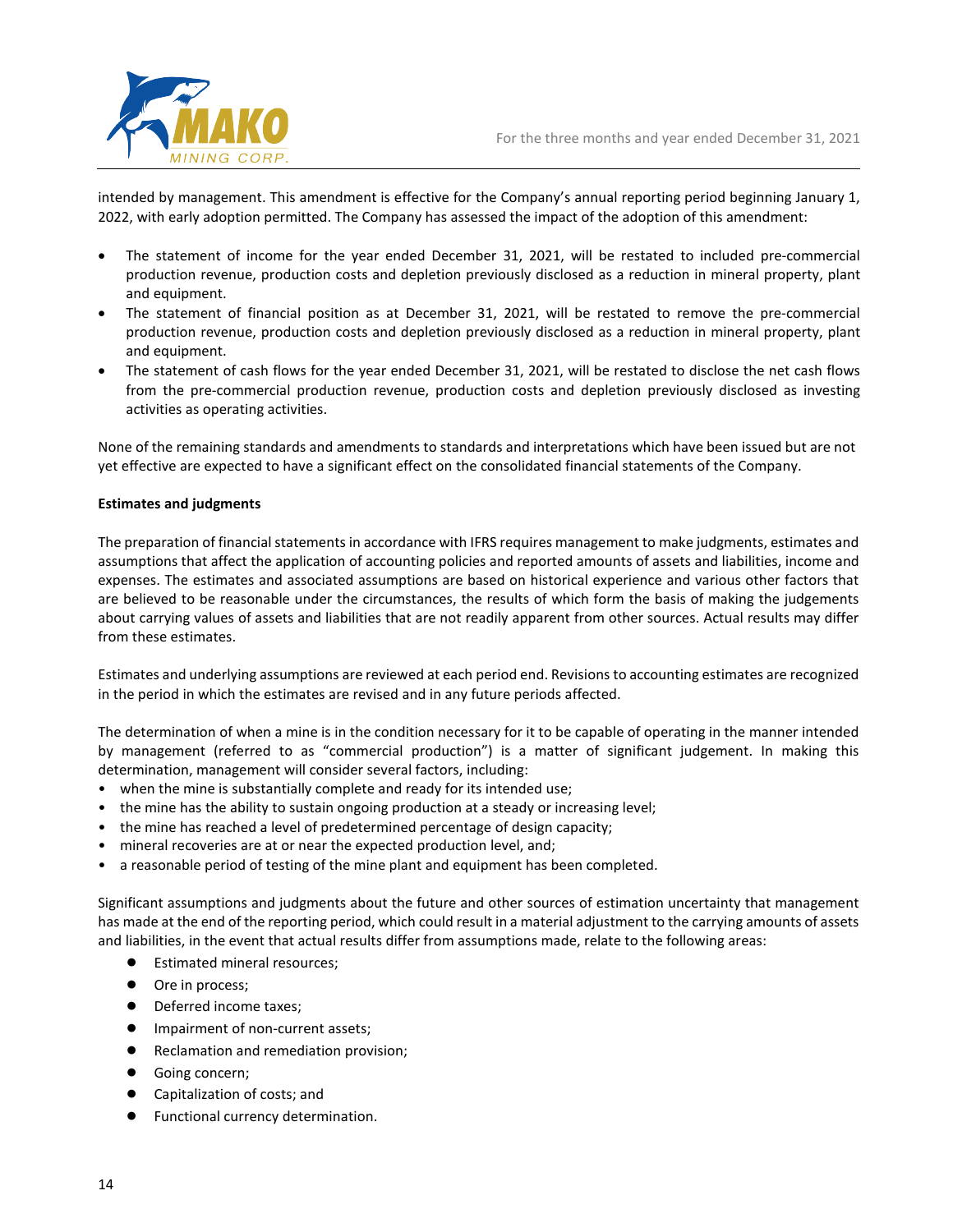intended by management. This amendment is effective for the Company's annual reporting period beginning January 1, 2022, with early adoption permitted. The Company has assessed the impact of the adoption of this amendment:

- The statement of income for the year ended December 31, 2021, will be restated to included pre-commercial production revenue, production costs and depletion previously disclosed as a reduction in mineral property, plant and equipment.
- The statement of financial position as at December 31, 2021, will be restated to remove the pre-commercial production revenue, production costs and depletion previously disclosed as a reduction in mineral property, plant and equipment.
- The statement of cash flows for the year ended December 31, 2021, will be restated to disclose the net cash flows from the pre-commercial production revenue, production costs and depletion previously disclosed as investing activities as operating activities.

None of the remaining standards and amendments to standards and interpretations which have been issued but are not yet effective are expected to have a significant effect on the consolidated financial statements of the Company.

**Estimates and judgments**

The preparation of financial statements in accordance with IFRS requires management to make judgments, estimates and assumptions that affect the application of accounting policies and reported amounts of assets and liabilities, income and expenses. The estimates and associated assumptions are based on historical experience and various other factors that are believed to be reasonable under the circumstances, the results of which form the basis of making the judgements about carrying values of assets and liabilities that are not readily apparent from other sources. Actual results may differ from these estimates.

Estimates and underlying assumptions are reviewed at each period end. Revisions to accounting estimates are recognized in the period in which the estimates are revised and in any future periods affected.

The determination of when a mine is in the condition necessary for it to be capable of operating in the manner intended by management (referred to as "commercial production") is a matter of significant judgement. In making this determination, management will consider several factors, including:

- when the mine is substantially complete and ready for its intended use;
- the mine has the ability to sustain ongoing production at a steady or increasing level;
- the mine has reached a level of predetermined percentage of design capacity;
- mineral recoveries are at or near the expected production level, and;
- a reasonable period of testing of the mine plant and equipment has been completed.

Significant assumptions and judgments about the future and other sources of estimation uncertainty that management has made at the end of the reporting period, which could result in a material adjustment to the carrying amounts of assets and liabilities, in the event that actual results differ from assumptions made, relate to the following areas:

- Estimated mineral resources;
- Ore in process;
- Deferred income taxes;
- Impairment of non-current assets;
- Reclamation and remediation provision;
- Going concern;
- Capitalization of costs; and
- Functional currency determination.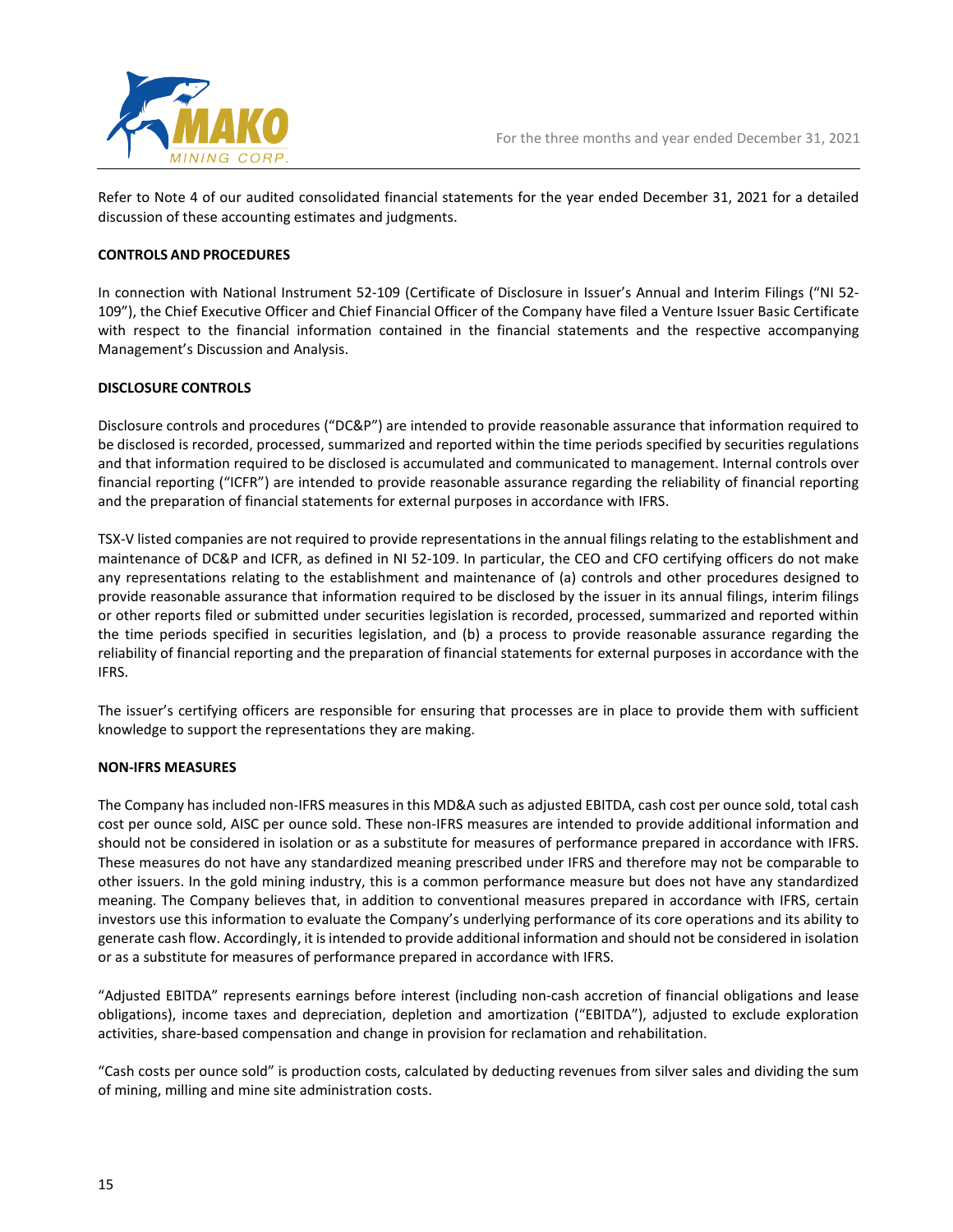Refer to Note 4 of our audited consolidated financial statements for the year ended December 31, 2021 for a detailed discussion of these accounting estimates and judgments.

**CONTROLS AND PROCEDURES**

In connection with National Instrument 52-109 (Certificate of Disclosure in Issuer's Annual and Interim Filings ("NI 52-109"), the Chief Executive Officer and Chief Financial Officer of the Company have filed a Venture Issuer Basic Certificate with respect to the financial information contained in the financial statements and the respective accompanying Management's Discussion and Analysis.

**DISCLOSURE CONTROLS**

Disclosure controls and procedures ("DC&P") are intended to provide reasonable assurance that information required to be disclosed is recorded, processed, summarized and reported within the time periods specified by securities regulations and that information required to be disclosed is accumulated and communicated to management. Internal controls over financial reporting ("ICFR") are intended to provide reasonable assurance regarding the reliability of financial reporting and the preparation of financial statements for external purposes in accordance with IFRS.

TSX-V listed companies are not required to provide representations in the annual filings relating to the establishment and maintenance of DC&P and ICFR, as defined in NI 52-109. In particular, the CEO and CFO certifying officers do not make any representations relating to the establishment and maintenance of (a) controls and other procedures designed to provide reasonable assurance that information required to be disclosed by the issuer in its annual filings, interim filings or other reports filed or submitted under securities legislation is recorded, processed, summarized and reported within the time periods specified in securities legislation, and (b) a process to provide reasonable assurance regarding the reliability of financial reporting and the preparation of financial statements for external purposes in accordance with the IFRS.

The issuer's certifying officers are responsible for ensuring that processes are in place to provide them with sufficient knowledge to support the representations they are making.

**NON-IFRS MEASURES**

The Company has included non-IFRS measures in this MD&A such as adjusted EBITDA, cash cost per ounce sold, total cash cost per ounce sold, AISC per ounce sold. These non-IFRS measures are intended to provide additional information and should not be considered in isolation or as a substitute for measures of performance prepared in accordance with IFRS. These measures do not have any standardized meaning prescribed under IFRS and therefore may not be comparable to other issuers. In the gold mining industry, this is a common performance measure but does not have any standardized meaning. The Company believes that, in addition to conventional measures prepared in accordance with IFRS, certain investors use this information to evaluate the Company's underlying performance of its core operations and its ability to generate cash flow. Accordingly, it is intended to provide additional information and should not be considered in isolation or as a substitute for measures of performance prepared in accordance with IFRS.

"Adjusted EBITDA" represents earnings before interest (including non-cash accretion of financial obligations and lease obligations), income taxes and depreciation, depletion and amortization ("EBITDA"), adjusted to exclude exploration activities, share-based compensation and change in provision for reclamation and rehabilitation.

"Cash costs per ounce sold" is production costs, calculated by deducting revenues from silver sales and dividing the sum of mining, milling and mine site administration costs.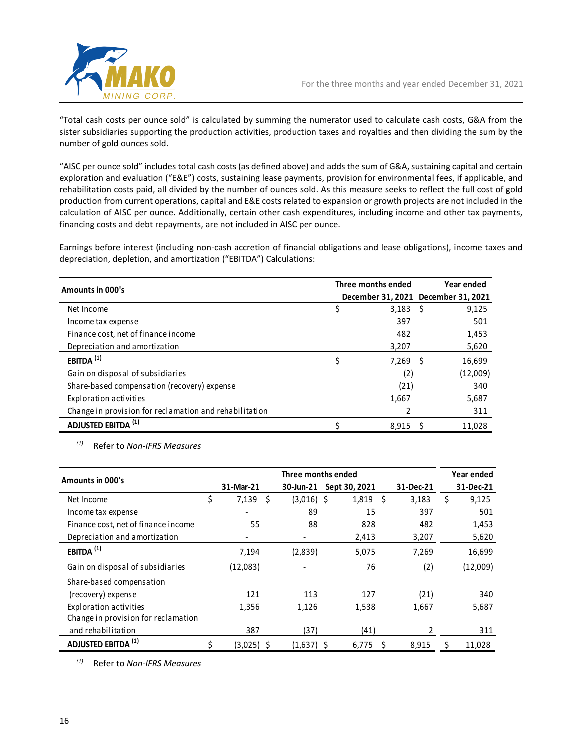"Total cash costs per ounce sold" is calculated by summing the numerator used to calculate cash costs, G&A from the sister subsidiaries supporting the production activities, production taxes and royalties and then dividing the sum by the number of gold ounces sold.

"AISC per ounce sold" includes total cash costs (as defined above) and adds the sum of G&A, sustaining capital and certain exploration and evaluation ("E&E") costs, sustaining lease payments, provision for environmental fees, if applicable, and rehabilitation costs paid, all divided by the number of ounces sold. As this measure seeks to reflect the full cost of gold production from current operations, capital and E&E costs related to expansion or growth projects are not included in the calculation of AISC per ounce. Additionally, certain other cash expenditures, including income and other tax payments, financing costs and debt repayments, are not included in AISC per ounce.

Earnings before interest (including non-cash accretion of financial obligations and lease obligations), income taxes and depreciation, depletion, and amortization ("EBITDA") Calculations:

| Amounts in 000's | Three months ended December 31, 2021 | Year ended December 31, 2021 |
|---|---|---|
| Net Income | $ 3,183 | $ 9,125 |
| Income tax expense | 397 | 501 |
| Finance cost, net of finance income | 482 | 1,453 |
| Depreciation and amortization | 3,207 | 5,620 |
| **EBITDA** [(1)] | $ 7,269 | $ 16,699 |
| Gain on disposal of subsidiaries | (2) | (12,009) |
| Share-based compensation (recovery) expense | (21) | 340 |
| Exploration activities | 1,667 | 5,687 |
| Change in provision for reclamation and rehabilitation | 2 | 311 |
| **ADJUSTED EBITDA** [(1)] | $ 8,915 | $ 11,028 |

[(1)] Refer to *Non-IFRS Measures*

| Amounts in 000's | Three months ended | | | | Year ended |
|---|---|---|---|---|---|
| | 31-Mar-21 | 30-Jun-21 | Sept 30, 2021 | 31-Dec-21 | 31-Dec-21 |
| Net Income | $ 7,139 | $ (3,016) | $ 1,819 | $ 3,183 | $ 9,125 |
| Income tax expense | - | 89 | 15 | 397 | 501 |
| Finance cost, net of finance income | 55 | 88 | 828 | 482 | 1,453 |
| Depreciation and amortization | - | - | 2,413 | 3,207 | 5,620 |
| **EBITDA** [(1)] | 7,194 | (2,839) | 5,075 | 7,269 | 16,699 |
| Gain on disposal of subsidiaries | (12,083) | - | 76 | (2) | (12,009) |
| Share-based compensation (recovery) expense | 121 | 113 | 127 | (21) | 340 |
| Exploration activities | 1,356 | 1,126 | 1,538 | 1,667 | 5,687 |
| Change in provision for reclamation and rehabilitation | 387 | (37) | (41) | 2 | 311 |
| **ADJUSTED EBITDA** [(1)] | $ (3,025) | $ (1,637) | $ 6,775 | $ 8,915 | $ 11,028 |

[(1)] Refer to *Non-IFRS Measures*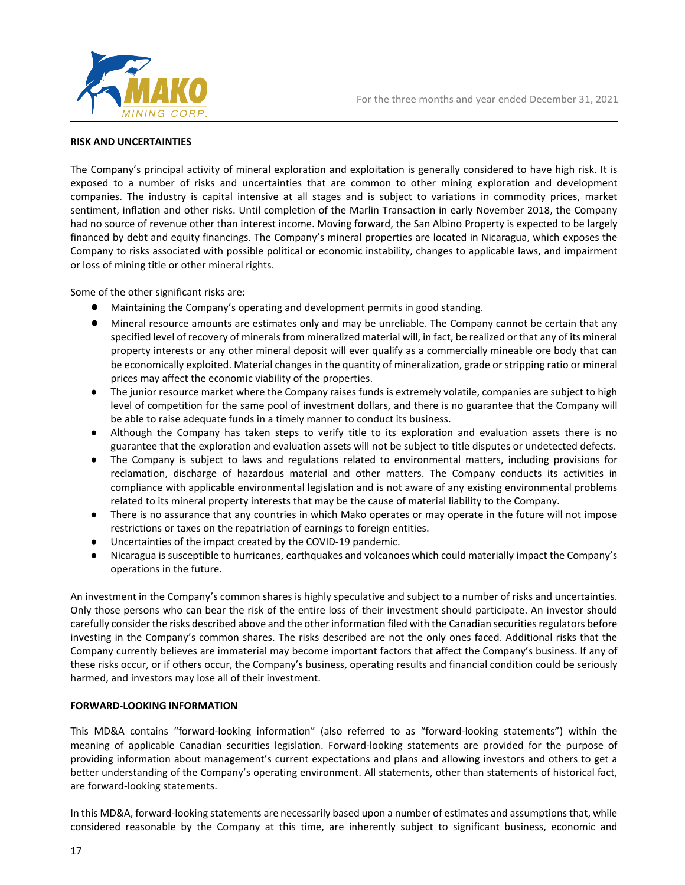## RISK AND UNCERTAINTIES

The Company's principal activity of mineral exploration and exploitation is generally considered to have high risk. It is exposed to a number of risks and uncertainties that are common to other mining exploration and development companies. The industry is capital intensive at all stages and is subject to variations in commodity prices, market sentiment, inflation and other risks. Until completion of the Marlin Transaction in early November 2018, the Company had no source of revenue other than interest income. Moving forward, the San Albino Property is expected to be largely financed by debt and equity financings. The Company's mineral properties are located in Nicaragua, which exposes the Company to risks associated with possible political or economic instability, changes to applicable laws, and impairment or loss of mining title or other mineral rights.

Some of the other significant risks are:

- Maintaining the Company's operating and development permits in good standing.
- Mineral resource amounts are estimates only and may be unreliable. The Company cannot be certain that any specified level of recovery of minerals from mineralized material will, in fact, be realized or that any of its mineral property interests or any other mineral deposit will ever qualify as a commercially mineable ore body that can be economically exploited. Material changes in the quantity of mineralization, grade or stripping ratio or mineral prices may affect the economic viability of the properties.
- The junior resource market where the Company raises funds is extremely volatile, companies are subject to high level of competition for the same pool of investment dollars, and there is no guarantee that the Company will be able to raise adequate funds in a timely manner to conduct its business.
- Although the Company has taken steps to verify title to its exploration and evaluation assets there is no guarantee that the exploration and evaluation assets will not be subject to title disputes or undetected defects.
- The Company is subject to laws and regulations related to environmental matters, including provisions for reclamation, discharge of hazardous material and other matters. The Company conducts its activities in compliance with applicable environmental legislation and is not aware of any existing environmental problems related to its mineral property interests that may be the cause of material liability to the Company.
- There is no assurance that any countries in which Mako operates or may operate in the future will not impose restrictions or taxes on the repatriation of earnings to foreign entities.
- Uncertainties of the impact created by the COVID-19 pandemic.
- Nicaragua is susceptible to hurricanes, earthquakes and volcanoes which could materially impact the Company's operations in the future.

An investment in the Company's common shares is highly speculative and subject to a number of risks and uncertainties. Only those persons who can bear the risk of the entire loss of their investment should participate. An investor should carefully consider the risks described above and the other information filed with the Canadian securities regulators before investing in the Company's common shares. The risks described are not the only ones faced. Additional risks that the Company currently believes are immaterial may become important factors that affect the Company's business. If any of these risks occur, or if others occur, the Company's business, operating results and financial condition could be seriously harmed, and investors may lose all of their investment.

## FORWARD-LOOKING INFORMATION

This MD&A contains "forward-looking information" (also referred to as "forward-looking statements") within the meaning of applicable Canadian securities legislation. Forward-looking statements are provided for the purpose of providing information about management's current expectations and plans and allowing investors and others to get a better understanding of the Company's operating environment. All statements, other than statements of historical fact, are forward-looking statements.

In this MD&A, forward-looking statements are necessarily based upon a number of estimates and assumptions that, while considered reasonable by the Company at this time, are inherently subject to significant business, economic and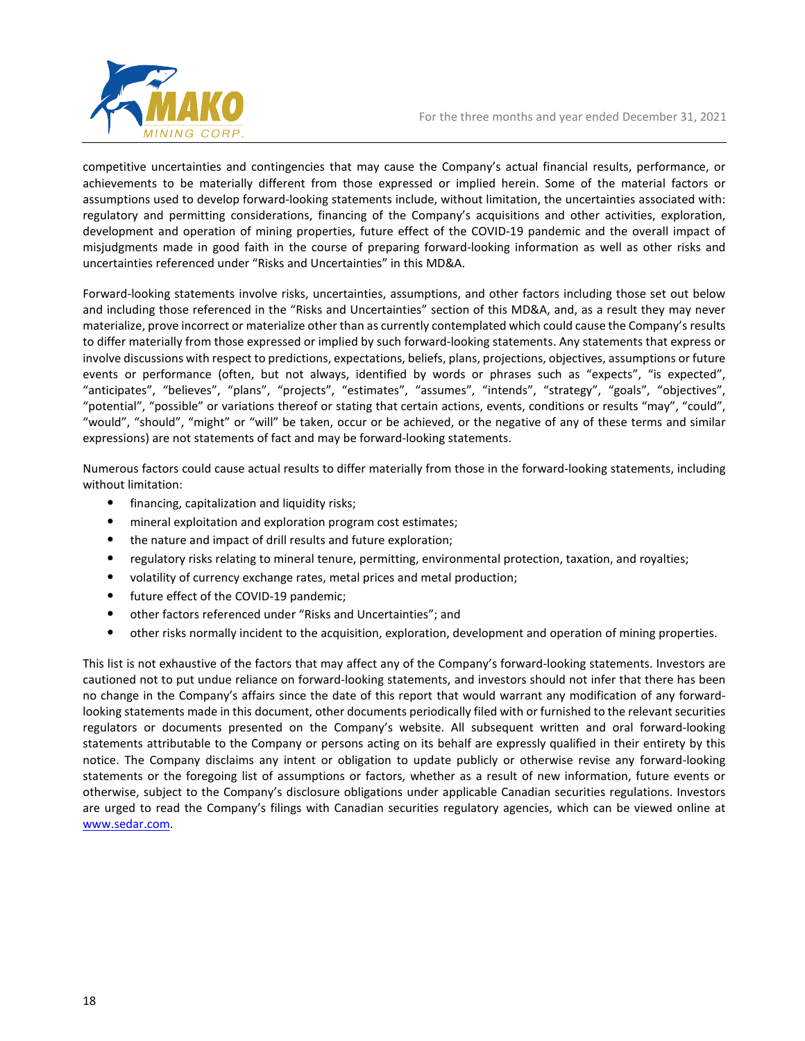competitive uncertainties and contingencies that may cause the Company's actual financial results, performance, or achievements to be materially different from those expressed or implied herein. Some of the material factors or assumptions used to develop forward-looking statements include, without limitation, the uncertainties associated with: regulatory and permitting considerations, financing of the Company's acquisitions and other activities, exploration, development and operation of mining properties, future effect of the COVID-19 pandemic and the overall impact of misjudgments made in good faith in the course of preparing forward-looking information as well as other risks and uncertainties referenced under "Risks and Uncertainties" in this MD&A.

Forward-looking statements involve risks, uncertainties, assumptions, and other factors including those set out below and including those referenced in the "Risks and Uncertainties" section of this MD&A, and, as a result they may never materialize, prove incorrect or materialize other than as currently contemplated which could cause the Company's results to differ materially from those expressed or implied by such forward-looking statements. Any statements that express or involve discussions with respect to predictions, expectations, beliefs, plans, projections, objectives, assumptions or future events or performance (often, but not always, identified by words or phrases such as "expects", "is expected", "anticipates", "believes", "plans", "projects", "estimates", "assumes", "intends", "strategy", "goals", "objectives", "potential", "possible" or variations thereof or stating that certain actions, events, conditions or results "may", "could", "would", "should", "might" or "will" be taken, occur or be achieved, or the negative of any of these terms and similar expressions) are not statements of fact and may be forward-looking statements.

Numerous factors could cause actual results to differ materially from those in the forward-looking statements, including without limitation:

- financing, capitalization and liquidity risks;
- mineral exploitation and exploration program cost estimates;
- the nature and impact of drill results and future exploration;
- regulatory risks relating to mineral tenure, permitting, environmental protection, taxation, and royalties;
- volatility of currency exchange rates, metal prices and metal production;
- future effect of the COVID-19 pandemic;
- other factors referenced under "Risks and Uncertainties"; and
- other risks normally incident to the acquisition, exploration, development and operation of mining properties.

This list is not exhaustive of the factors that may affect any of the Company's forward-looking statements. Investors are cautioned not to put undue reliance on forward-looking statements, and investors should not infer that there has been no change in the Company's affairs since the date of this report that would warrant any modification of any forward-looking statements made in this document, other documents periodically filed with or furnished to the relevant securities regulators or documents presented on the Company's website. All subsequent written and oral forward-looking statements attributable to the Company or persons acting on its behalf are expressly qualified in their entirety by this notice. The Company disclaims any intent or obligation to update publicly or otherwise revise any forward-looking statements or the foregoing list of assumptions or factors, whether as a result of new information, future events or otherwise, subject to the Company's disclosure obligations under applicable Canadian securities regulations. Investors are urged to read the Company's filings with Canadian securities regulatory agencies, which can be viewed online at www.sedar.com.